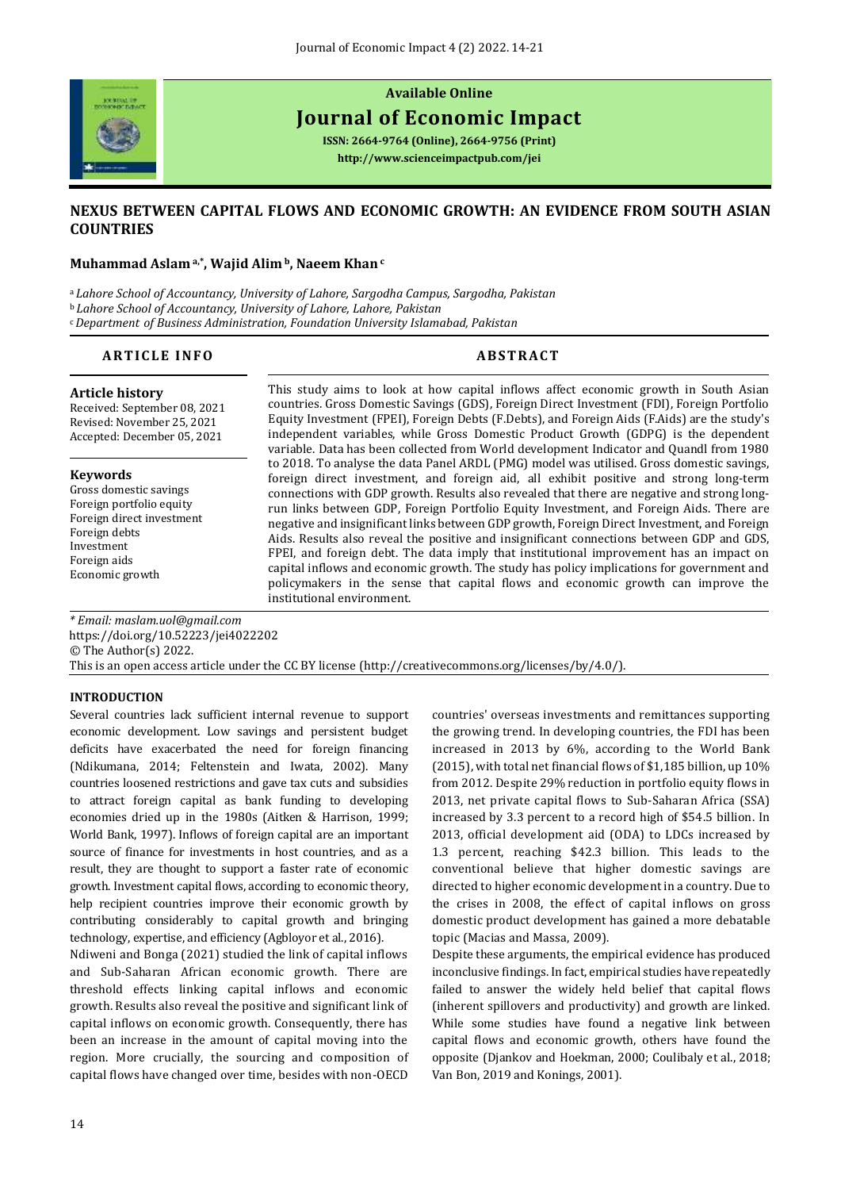Available Online

# Journal of Economic Impact

**ISSN: 2664-9764 (Online), 2664-9756 (Print)**

**http://www.scienceimpactpub.com/jei**

## NEXUS BETWEEN CAPITAL FLOWS AND ECONOMIC GROWTH: AN EVIDENCE FROM SOUTH ASIAN COUNTRIES

**Muhammad Aslam [a,*], Wajid Alim [b], Naeem Khan [c]**

[a] *Lahore School of Accountancy, University of Lahore, Sargodha Campus, Sargodha, Pakistan*
[b] *Lahore School of Accountancy, University of Lahore, Lahore, Pakistan*
[c] *Department of Business Administration, Foundation University Islamabad, Pakistan*

### ARTICLE INFO

**Article history**
Received: September 08, 2021
Revised: November 25, 2021
Accepted: December 05, 2021

**Keywords**
Gross domestic savings
Foreign portfolio equity
Foreign direct investment
Foreign debts
Investment
Foreign aids
Economic growth

### ABSTRACT

This study aims to look at how capital inflows affect economic growth in South Asian countries. Gross Domestic Savings (GDS), Foreign Direct Investment (FDI), Foreign Portfolio Equity Investment (FPEI), Foreign Debts (F.Debts), and Foreign Aids (F.Aids) are the study's independent variables, while Gross Domestic Product Growth (GDPG) is the dependent variable. Data has been collected from World development Indicator and Quandl from 1980 to 2018. To analyse the data Panel ARDL (PMG) model was utilised. Gross domestic savings, foreign direct investment, and foreign aid, all exhibit positive and strong long-term connections with GDP growth. Results also revealed that there are negative and strong long-run links between GDP, Foreign Portfolio Equity Investment, and Foreign Aids. There are negative and insignificant links between GDP growth, Foreign Direct Investment, and Foreign Aids. Results also reveal the positive and insignificant connections between GDP and GDS, FPEI, and foreign debt. The data imply that institutional improvement has an impact on capital inflows and economic growth. The study has policy implications for government and policymakers in the sense that capital flows and economic growth can improve the institutional environment.

*\* Email: maslam.uol@gmail.com*
https://doi.org/10.52223/jei4022202
© The Author(s) 2022.
This is an open access article under the CC BY license (http://creativecommons.org/licenses/by/4.0/).

## INTRODUCTION

Several countries lack sufficient internal revenue to support economic development. Low savings and persistent budget deficits have exacerbated the need for foreign financing (Ndikumana, 2014; Feltenstein and Iwata, 2002). Many countries loosened restrictions and gave tax cuts and subsidies to attract foreign capital as bank funding to developing economies dried up in the 1980s (Aitken & Harrison, 1999; World Bank, 1997). Inflows of foreign capital are an important source of finance for investments in host countries, and as a result, they are thought to support a faster rate of economic growth. Investment capital flows, according to economic theory, help recipient countries improve their economic growth by contributing considerably to capital growth and bringing technology, expertise, and efficiency (Agbloyor et al., 2016).

Ndiweni and Bonga (2021) studied the link of capital inflows and Sub-Saharan African economic growth. There are threshold effects linking capital inflows and economic growth. Results also reveal the positive and significant link of capital inflows on economic growth. Consequently, there has been an increase in the amount of capital moving into the region. More crucially, the sourcing and composition of capital flows have changed over time, besides with non-OECD countries' overseas investments and remittances supporting the growing trend. In developing countries, the FDI has been increased in 2013 by 6%, according to the World Bank (2015), with total net financial flows of $1,185 billion, up 10% from 2012. Despite 29% reduction in portfolio equity flows in 2013, net private capital flows to Sub-Saharan Africa (SSA) increased by 3.3 percent to a record high of $54.5 billion. In 2013, official development aid (ODA) to LDCs increased by 1.3 percent, reaching $42.3 billion. This leads to the conventional believe that higher domestic savings are directed to higher economic development in a country. Due to the crises in 2008, the effect of capital inflows on gross domestic product development has gained a more debatable topic (Macias and Massa, 2009).

Despite these arguments, the empirical evidence has produced inconclusive findings. In fact, empirical studies have repeatedly failed to answer the widely held belief that capital flows (inherent spillovers and productivity) and growth are linked. While some studies have found a negative link between capital flows and economic growth, others have found the opposite (Djankov and Hoekman, 2000; Coulibaly et al., 2018; Van Bon, 2019 and Konings, 2001).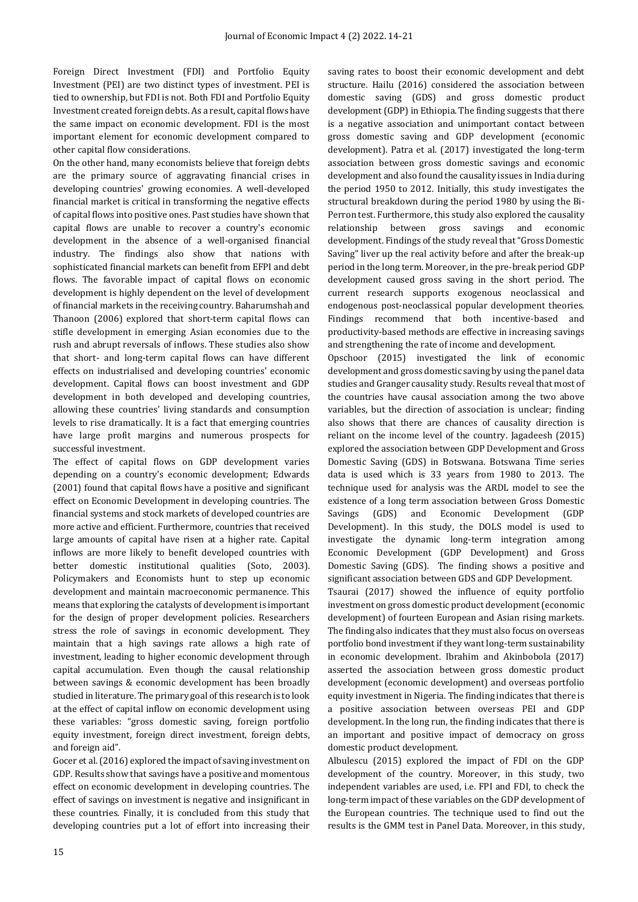Foreign Direct Investment (FDI) and Portfolio Equity Investment (PEI) are two distinct types of investment. PEI is tied to ownership, but FDI is not. Both FDI and Portfolio Equity Investment created foreign debts. As a result, capital flows have the same impact on economic development. FDI is the most important element for economic development compared to other capital flow considerations.

On the other hand, many economists believe that foreign debts are the primary source of aggravating financial crises in developing countries' growing economies. A well-developed financial market is critical in transforming the negative effects of capital flows into positive ones. Past studies have shown that capital flows are unable to recover a country's economic development in the absence of a well-organised financial industry. The findings also show that nations with sophisticated financial markets can benefit from EFPI and debt flows. The favorable impact of capital flows on economic development is highly dependent on the level of development of financial markets in the receiving country. Baharumshah and Thanoon (2006) explored that short-term capital flows can stifle development in emerging Asian economies due to the rush and abrupt reversals of inflows. These studies also show that short- and long-term capital flows can have different effects on industrialised and developing countries' economic development. Capital flows can boost investment and GDP development in both developed and developing countries, allowing these countries' living standards and consumption levels to rise dramatically. It is a fact that emerging countries have large profit margins and numerous prospects for successful investment.

The effect of capital flows on GDP development varies depending on a country's economic development; Edwards (2001) found that capital flows have a positive and significant effect on Economic Development in developing countries. The financial systems and stock markets of developed countries are more active and efficient. Furthermore, countries that received large amounts of capital have risen at a higher rate. Capital inflows are more likely to benefit developed countries with better domestic institutional qualities (Soto, 2003). Policymakers and Economists hunt to step up economic development and maintain macroeconomic permanence. This means that exploring the catalysts of development is important for the design of proper development policies. Researchers stress the role of savings in economic development. They maintain that a high savings rate allows a high rate of investment, leading to higher economic development through capital accumulation. Even though the causal relationship between savings & economic development has been broadly studied in literature. The primary goal of this research is to look at the effect of capital inflow on economic development using these variables: "gross domestic saving, foreign portfolio equity investment, foreign direct investment, foreign debts, and foreign aid".

Gocer et al. (2016) explored the impact of saving investment on GDP. Results show that savings have a positive and momentous effect on economic development in developing countries. The effect of savings on investment is negative and insignificant in these countries. Finally, it is concluded from this study that developing countries put a lot of effort into increasing their saving rates to boost their economic development and debt structure. Hailu (2016) considered the association between domestic saving (GDS) and gross domestic product development (GDP) in Ethiopia. The finding suggests that there is a negative association and unimportant contact between gross domestic saving and GDP development (economic development). Patra et al. (2017) investigated the long-term association between gross domestic savings and economic development and also found the causality issues in India during the period 1950 to 2012. Initially, this study investigates the structural breakdown during the period 1980 by using the Bi-Perron test. Furthermore, this study also explored the causality relationship between gross savings and economic development. Findings of the study reveal that "Gross Domestic Saving" liver up the real activity before and after the break-up period in the long term. Moreover, in the pre-break period GDP development caused gross saving in the short period. The current research supports exogenous neoclassical and endogenous post-neoclassical popular development theories. Findings recommend that both incentive-based and productivity-based methods are effective in increasing savings and strengthening the rate of income and development.

Opschoor (2015) investigated the link of economic development and gross domestic saving by using the panel data studies and Granger causality study. Results reveal that most of the countries have causal association among the two above variables, but the direction of association is unclear; finding also shows that there are chances of causality direction is reliant on the income level of the country. Jagadeesh (2015) explored the association between GDP Development and Gross Domestic Saving (GDS) in Botswana. Botswana Time series data is used which is 33 years from 1980 to 2013. The technique used for analysis was the ARDL model to see the existence of a long term association between Gross Domestic Savings (GDS) and Economic Development (GDP Development). In this study, the DOLS model is used to investigate the dynamic long-term integration among Economic Development (GDP Development) and Gross Domestic Saving (GDS). The finding shows a positive and significant association between GDS and GDP Development.

Tsaurai (2017) showed the influence of equity portfolio investment on gross domestic product development (economic development) of fourteen European and Asian rising markets. The finding also indicates that they must also focus on overseas portfolio bond investment if they want long-term sustainability in economic development. Ibrahim and Akinbobola (2017) asserted the association between gross domestic product development (economic development) and overseas portfolio equity investment in Nigeria. The finding indicates that there is a positive association between overseas PEI and GDP development. In the long run, the finding indicates that there is an important and positive impact of democracy on gross domestic product development.

Albulescu (2015) explored the impact of FDI on the GDP development of the country. Moreover, in this study, two independent variables are used, i.e. FPI and FDI, to check the long-term impact of these variables on the GDP development of the European countries. The technique used to find out the results is the GMM test in Panel Data. Moreover, in this study,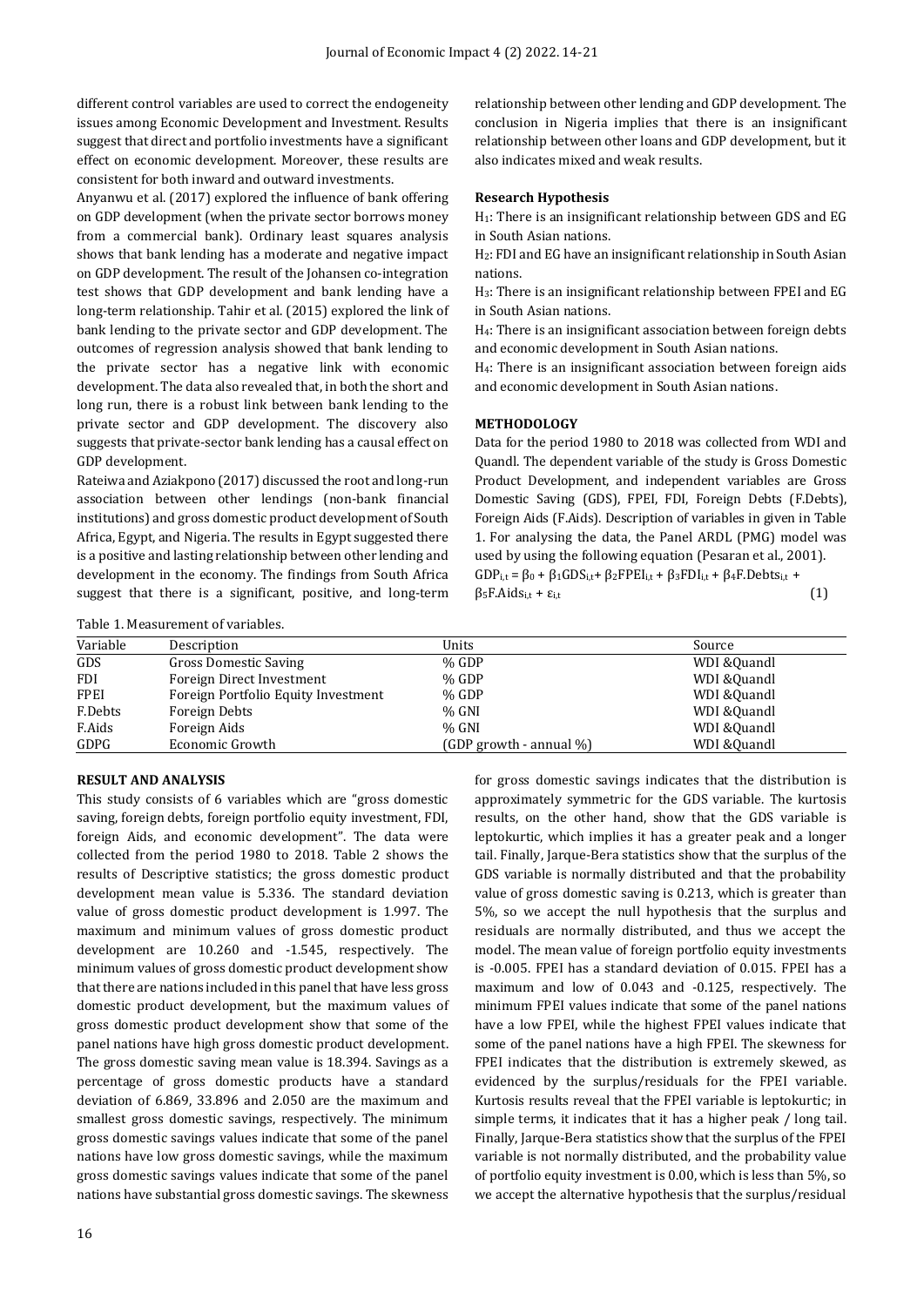different control variables are used to correct the endogeneity issues among Economic Development and Investment. Results suggest that direct and portfolio investments have a significant effect on economic development. Moreover, these results are consistent for both inward and outward investments.

Anyanwu et al. (2017) explored the influence of bank offering on GDP development (when the private sector borrows money from a commercial bank). Ordinary least squares analysis shows that bank lending has a moderate and negative impact on GDP development. The result of the Johansen co-integration test shows that GDP development and bank lending have a long-term relationship. Tahir et al. (2015) explored the link of bank lending to the private sector and GDP development. The outcomes of regression analysis showed that bank lending to the private sector has a negative link with economic development. The data also revealed that, in both the short and long run, there is a robust link between bank lending to the private sector and GDP development. The discovery also suggests that private-sector bank lending has a causal effect on GDP development.

Rateiwa and Aziakpono (2017) discussed the root and long-run association between other lendings (non-bank financial institutions) and gross domestic product development of South Africa, Egypt, and Nigeria. The results in Egypt suggested there is a positive and lasting relationship between other lending and development in the economy. The findings from South Africa suggest that there is a significant, positive, and long-term relationship between other lending and GDP development. The conclusion in Nigeria implies that there is an insignificant relationship between other loans and GDP development, but it also indicates mixed and weak results.

### Research Hypothesis

$H_1$: There is an insignificant relationship between GDS and EG in South Asian nations.

$H_2$: FDI and EG have an insignificant relationship in South Asian nations.

$H_3$: There is an insignificant relationship between FPEI and EG in South Asian nations.

$H_4$: There is an insignificant association between foreign debts and economic development in South Asian nations.

$H_4$: There is an insignificant association between foreign aids and economic development in South Asian nations.

## METHODOLOGY

Data for the period 1980 to 2018 was collected from WDI and Quandl. The dependent variable of the study is Gross Domestic Product Development, and independent variables are Gross Domestic Saving (GDS), FPEI, FDI, Foreign Debts (F.Debts), Foreign Aids (F.Aids). Description of variables in given in Table 1. For analysing the data, the Panel ARDL (PMG) model was used by using the following equation (Pesaran et al., 2001).

$$GDP_{i,t} = \beta_0 + \beta_1 GDS_{i,t} + \beta_2 FPEI_{i,t} + \beta_3 FDI_{i,t} + \beta_4 F.Debts_{i,t} + \beta_5 F.Aids_{i,t} + \varepsilon_{i,t} \quad (1)$$

Table 1. Measurement of variables.

| Variable | Description | Units | Source |
|---|---|---|---|
| GDS | Gross Domestic Saving | % GDP | WDI &Quandl |
| FDI | Foreign Direct Investment | % GDP | WDI &Quandl |
| FPEI | Foreign Portfolio Equity Investment | % GDP | WDI &Quandl |
| F.Debts | Foreign Debts | % GNI | WDI &Quandl |
| F.Aids | Foreign Aids | % GNI | WDI &Quandl |
| GDPG | Economic Growth | (GDP growth - annual %) | WDI &Quandl |

## RESULT AND ANALYSIS

This study consists of 6 variables which are "gross domestic saving, foreign debts, foreign portfolio equity investment, FDI, foreign Aids, and economic development". The data were collected from the period 1980 to 2018. Table 2 shows the results of Descriptive statistics; the gross domestic product development mean value is 5.336. The standard deviation value of gross domestic product development is 1.997. The maximum and minimum values of gross domestic product development are 10.260 and -1.545, respectively. The minimum values of gross domestic product development show that there are nations included in this panel that have less gross domestic product development, but the maximum values of gross domestic product development show that some of the panel nations have high gross domestic product development. The gross domestic saving mean value is 18.394. Savings as a percentage of gross domestic products have a standard deviation of 6.869, 33.896 and 2.050 are the maximum and smallest gross domestic savings, respectively. The minimum gross domestic savings values indicate that some of the panel nations have low gross domestic savings, while the maximum gross domestic savings values indicate that some of the panel nations have substantial gross domestic savings. The skewness for gross domestic savings indicates that the distribution is approximately symmetric for the GDS variable. The kurtosis results, on the other hand, show that the GDS variable is leptokurtic, which implies it has a greater peak and a longer tail. Finally, Jarque-Bera statistics show that the surplus of the GDS variable is normally distributed and that the probability value of gross domestic saving is 0.213, which is greater than 5%, so we accept the null hypothesis that the surplus and residuals are normally distributed, and thus we accept the model. The mean value of foreign portfolio equity investments is -0.005. FPEI has a standard deviation of 0.015. FPEI has a maximum and low of 0.043 and -0.125, respectively. The minimum FPEI values indicate that some of the panel nations have a low FPEI, while the highest FPEI values indicate that some of the panel nations have a high FPEI. The skewness for FPEI indicates that the distribution is extremely skewed, as evidenced by the surplus/residuals for the FPEI variable. Kurtosis results reveal that the FPEI variable is leptokurtic; in simple terms, it indicates that it has a higher peak / long tail. Finally, Jarque-Bera statistics show that the surplus of the FPEI variable is not normally distributed, and the probability value of portfolio equity investment is 0.00, which is less than 5%, so we accept the alternative hypothesis that the surplus/residual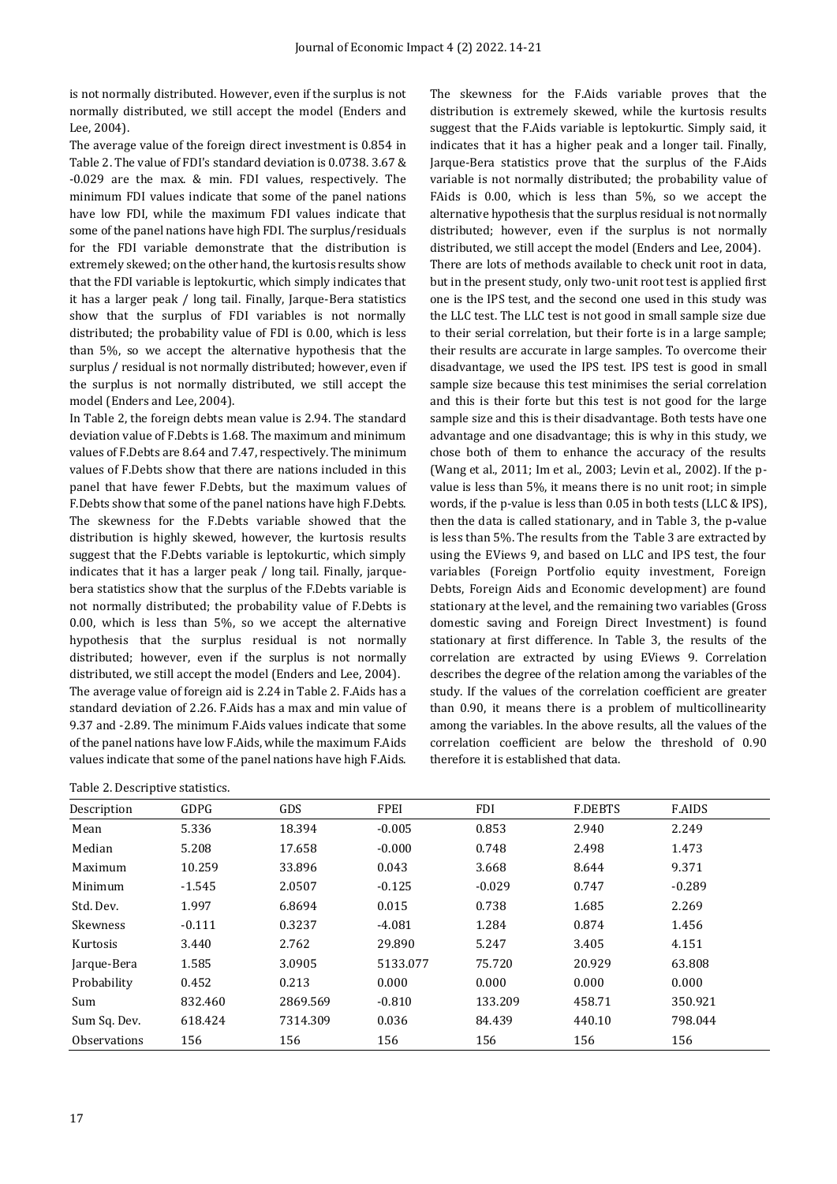is not normally distributed. However, even if the surplus is not normally distributed, we still accept the model (Enders and Lee, 2004).

The average value of the foreign direct investment is 0.854 in Table 2. The value of FDI's standard deviation is 0.0738. 3.67 & -0.029 are the max. & min. FDI values, respectively. The minimum FDI values indicate that some of the panel nations have low FDI, while the maximum FDI values indicate that some of the panel nations have high FDI. The surplus/residuals for the FDI variable demonstrate that the distribution is extremely skewed; on the other hand, the kurtosis results show that the FDI variable is leptokurtic, which simply indicates that it has a larger peak / long tail. Finally, Jarque-Bera statistics show that the surplus of FDI variables is not normally distributed; the probability value of FDI is 0.00, which is less than 5%, so we accept the alternative hypothesis that the surplus / residual is not normally distributed; however, even if the surplus is not normally distributed, we still accept the model (Enders and Lee, 2004).

In Table 2, the foreign debts mean value is 2.94. The standard deviation value of F.Debts is 1.68. The maximum and minimum values of F.Debts are 8.64 and 7.47, respectively. The minimum values of F.Debts show that there are nations included in this panel that have fewer F.Debts, but the maximum values of F.Debts show that some of the panel nations have high F.Debts. The skewness for the F.Debts variable showed that the distribution is highly skewed, however, the kurtosis results suggest that the F.Debts variable is leptokurtic, which simply indicates that it has a larger peak / long tail. Finally, jarque-bera statistics show that the surplus of the F.Debts variable is not normally distributed; the probability value of F.Debts is 0.00, which is less than 5%, so we accept the alternative hypothesis that the surplus residual is not normally distributed; however, even if the surplus is not normally distributed, we still accept the model (Enders and Lee, 2004).

The average value of foreign aid is 2.24 in Table 2. F.Aids has a standard deviation of 2.26. F.Aids has a max and min value of 9.37 and -2.89. The minimum F.Aids values indicate that some of the panel nations have low F.Aids, while the maximum F.Aids values indicate that some of the panel nations have high F.Aids.

The skewness for the F.Aids variable proves that the distribution is extremely skewed, while the kurtosis results suggest that the F.Aids variable is leptokurtic. Simply said, it indicates that it has a higher peak and a longer tail. Finally, Jarque-Bera statistics prove that the surplus of the F.Aids variable is not normally distributed; the probability value of FAids is 0.00, which is less than 5%, so we accept the alternative hypothesis that the surplus residual is not normally distributed; however, even if the surplus is not normally distributed, we still accept the model (Enders and Lee, 2004).

There are lots of methods available to check unit root in data, but in the present study, only two-unit root test is applied first one is the IPS test, and the second one used in this study was the LLC test. The LLC test is not good in small sample size due to their serial correlation, but their forte is in a large sample; their results are accurate in large samples. To overcome their disadvantage, we used the IPS test. IPS test is good in small sample size because this test minimises the serial correlation and this is their forte but this test is not good for the large sample size and this is their disadvantage. Both tests have one advantage and one disadvantage; this is why in this study, we chose both of them to enhance the accuracy of the results (Wang et al., 2011; Im et al., 2003; Levin et al., 2002). If the p-value is less than 5%, it means there is no unit root; in simple words, if the p-value is less than 0.05 in both tests (LLC & IPS), then the data is called stationary, and in Table 3, the p-value is less than 5%. The results from the Table 3 are extracted by using the EViews 9, and based on LLC and IPS test, the four variables (Foreign Portfolio equity investment, Foreign Debts, Foreign Aids and Economic development) are found stationary at the level, and the remaining two variables (Gross domestic saving and Foreign Direct Investment) is found stationary at first difference. In Table 3, the results of the correlation are extracted by using EViews 9. Correlation describes the degree of the relation among the variables of the study. If the values of the correlation coefficient are greater than 0.90, it means there is a problem of multicollinearity among the variables. In the above results, all the values of the correlation coefficient are below the threshold of 0.90 therefore it is established that data.

Table 2. Descriptive statistics.

| Description | GDPG | GDS | FPEI | FDI | F.DEBTS | F.AIDS |
|---|---|---|---|---|---|---|
| Mean | 5.336 | 18.394 | -0.005 | 0.853 | 2.940 | 2.249 |
| Median | 5.208 | 17.658 | -0.000 | 0.748 | 2.498 | 1.473 |
| Maximum | 10.259 | 33.896 | 0.043 | 3.668 | 8.644 | 9.371 |
| Minimum | -1.545 | 2.0507 | -0.125 | -0.029 | 0.747 | -0.289 |
| Std. Dev. | 1.997 | 6.8694 | 0.015 | 0.738 | 1.685 | 2.269 |
| Skewness | -0.111 | 0.3237 | -4.081 | 1.284 | 0.874 | 1.456 |
| Kurtosis | 3.440 | 2.762 | 29.890 | 5.247 | 3.405 | 4.151 |
| Jarque-Bera | 1.585 | 3.0905 | 5133.077 | 75.720 | 20.929 | 63.808 |
| Probability | 0.452 | 0.213 | 0.000 | 0.000 | 0.000 | 0.000 |
| Sum | 832.460 | 2869.569 | -0.810 | 133.209 | 458.71 | 350.921 |
| Sum Sq. Dev. | 618.424 | 7314.309 | 0.036 | 84.439 | 440.10 | 798.044 |
| Observations | 156 | 156 | 156 | 156 | 156 | 156 |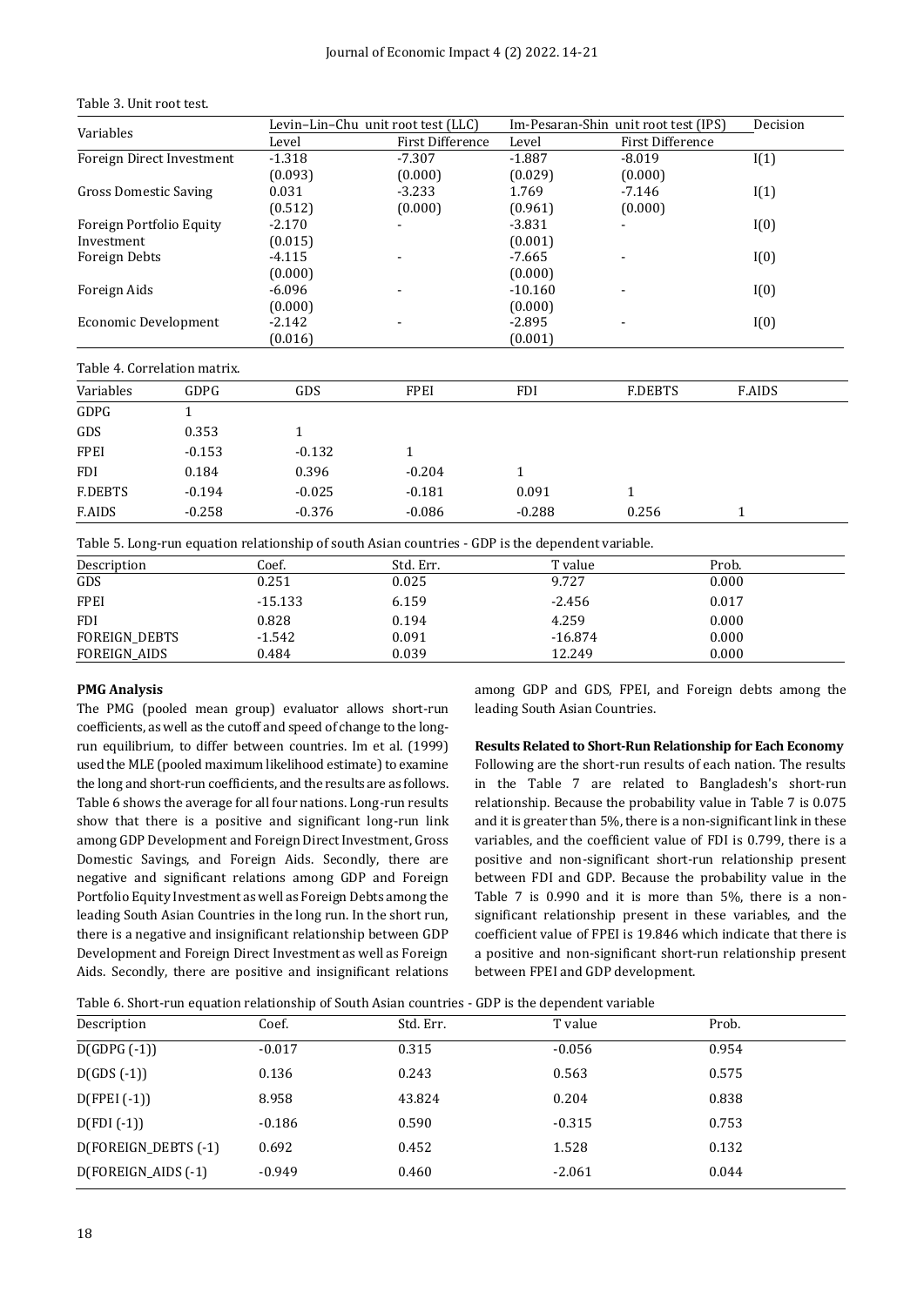Table 3. Unit root test.

| Variables | Levin–Lin–Chu unit root test (LLC) | | Im-Pesaran-Shin unit root test (IPS) | | Decision |
|---|---|---|---|---|---|
| | Level | First Difference | Level | First Difference | |
| Foreign Direct Investment | -1.318 (0.093) | -7.307 (0.000) | -1.887 (0.029) | -8.019 (0.000) | I(1) |
| Gross Domestic Saving | 0.031 (0.512) | -3.233 (0.000) | 1.769 (0.961) | -7.146 (0.000) | I(1) |
| Foreign Portfolio Equity Investment | -2.170 (0.015) | - | -3.831 (0.001) | - | I(0) |
| Foreign Debts | -4.115 (0.000) | - | -7.665 (0.000) | - | I(0) |
| Foreign Aids | -6.096 (0.000) | - | -10.160 (0.000) | - | I(0) |
| Economic Development | -2.142 (0.016) | - | -2.895 (0.001) | - | I(0) |

Table 4. Correlation matrix.

| Variables | GDPG | GDS | FPEI | FDI | F.DEBTS | F.AIDS |
|---|---|---|---|---|---|---|
| GDPG | 1 | | | | | |
| GDS | 0.353 | 1 | | | | |
| FPEI | -0.153 | -0.132 | 1 | | | |
| FDI | 0.184 | 0.396 | -0.204 | 1 | | |
| F.DEBTS | -0.194 | -0.025 | -0.181 | 0.091 | 1 | |
| F.AIDS | -0.258 | -0.376 | -0.086 | -0.288 | 0.256 | 1 |

Table 5. Long-run equation relationship of south Asian countries - GDP is the dependent variable.

| Description | Coef. | Std. Err. | T value | Prob. |
|---|---|---|---|---|
| GDS | 0.251 | 0.025 | 9.727 | 0.000 |
| FPEI | -15.133 | 6.159 | -2.456 | 0.017 |
| FDI | 0.828 | 0.194 | 4.259 | 0.000 |
| FOREIGN_DEBTS | -1.542 | 0.091 | -16.874 | 0.000 |
| FOREIGN_AIDS | 0.484 | 0.039 | 12.249 | 0.000 |

**PMG Analysis**

The PMG (pooled mean group) evaluator allows short-run coefficients, as well as the cutoff and speed of change to the long-run equilibrium, to differ between countries. Im et al. (1999) used the MLE (pooled maximum likelihood estimate) to examine the long and short-run coefficients, and the results are as follows. Table 6 shows the average for all four nations. Long-run results show that there is a positive and significant long-run link among GDP Development and Foreign Direct Investment, Gross Domestic Savings, and Foreign Aids. Secondly, there are negative and significant relations among GDP and Foreign Portfolio Equity Investment as well as Foreign Debts among the leading South Asian Countries in the long run. In the short run, there is a negative and insignificant relationship between GDP Development and Foreign Direct Investment as well as Foreign Aids. Secondly, there are positive and insignificant relations among GDP and GDS, FPEI, and Foreign debts among the leading South Asian Countries.

**Results Related to Short-Run Relationship for Each Economy**

Following are the short-run results of each nation. The results in the Table 7 are related to Bangladesh's short-run relationship. Because the probability value in Table 7 is 0.075 and it is greater than 5%, there is a non-significant link in these variables, and the coefficient value of FDI is 0.799, there is a positive and non-significant short-run relationship present between FDI and GDP. Because the probability value in the Table 7 is 0.990 and it is more than 5%, there is a non-significant relationship present in these variables, and the coefficient value of FPEI is 19.846 which indicate that there is a positive and non-significant short-run relationship present between FPEI and GDP development.

Table 6. Short-run equation relationship of South Asian countries - GDP is the dependent variable

| Description | Coef. | Std. Err. | T value | Prob. |
|---|---|---|---|---|
| D(GDPG (-1)) | -0.017 | 0.315 | -0.056 | 0.954 |
| D(GDS (-1)) | 0.136 | 0.243 | 0.563 | 0.575 |
| D(FPEI (-1)) | 8.958 | 43.824 | 0.204 | 0.838 |
| D(FDI (-1)) | -0.186 | 0.590 | -0.315 | 0.753 |
| D(FOREIGN_DEBTS (-1) | 0.692 | 0.452 | 1.528 | 0.132 |
| D(FOREIGN_AIDS (-1) | -0.949 | 0.460 | -2.061 | 0.044 |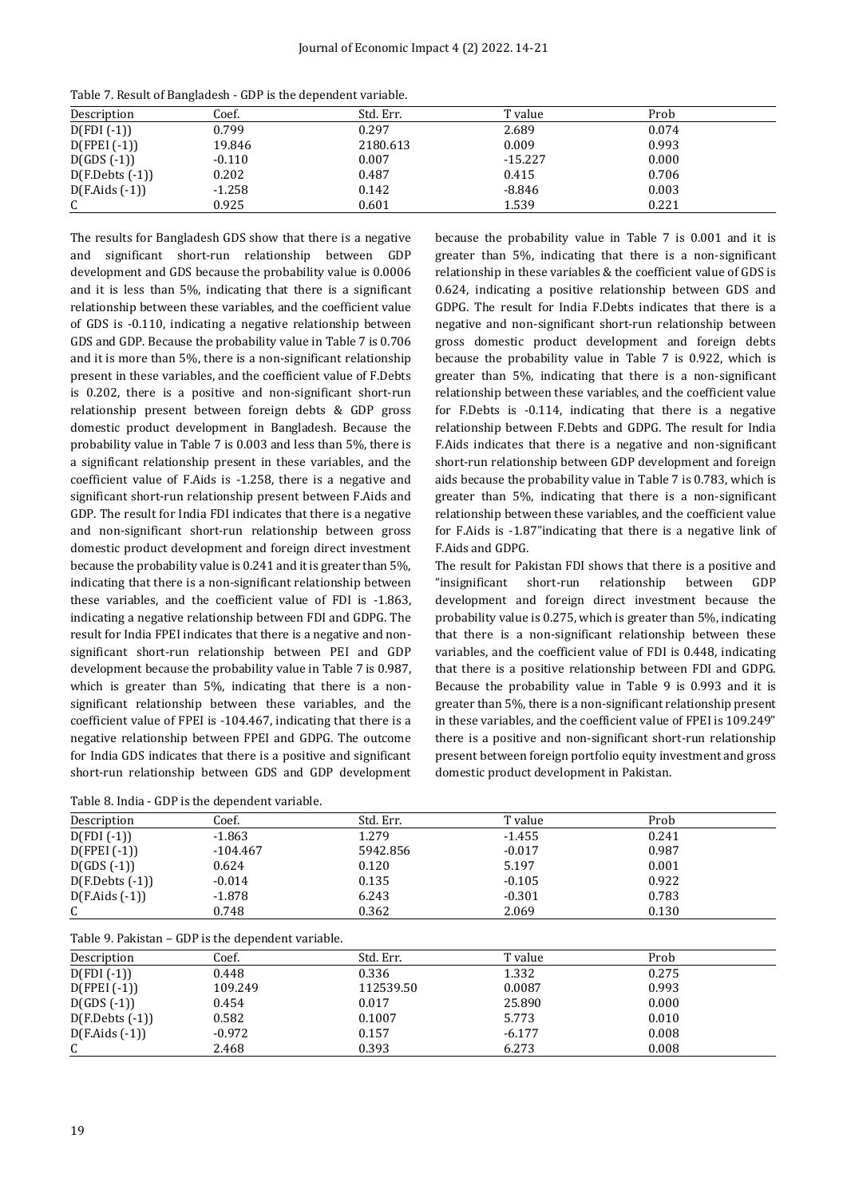Table 7. Result of Bangladesh - GDP is the dependent variable.

| Description | Coef. | Std. Err. | T value | Prob |
|---|---|---|---|---|
| D(FDI (-1)) | 0.799 | 0.297 | 2.689 | 0.074 |
| D(FPEI (-1)) | 19.846 | 2180.613 | 0.009 | 0.993 |
| D(GDS (-1)) | -0.110 | 0.007 | -15.227 | 0.000 |
| D(F.Debts (-1)) | 0.202 | 0.487 | 0.415 | 0.706 |
| D(F.Aids (-1)) | -1.258 | 0.142 | -8.846 | 0.003 |
| C | 0.925 | 0.601 | 1.539 | 0.221 |

The results for Bangladesh GDS show that there is a negative and significant short-run relationship between GDP development and GDS because the probability value is 0.0006 and it is less than 5%, indicating that there is a significant relationship between these variables, and the coefficient value of GDS is -0.110, indicating a negative relationship between GDS and GDP. Because the probability value in Table 7 is 0.706 and it is more than 5%, there is a non-significant relationship present in these variables, and the coefficient value of F.Debts is 0.202, there is a positive and non-significant short-run relationship present between foreign debts & GDP gross domestic product development in Bangladesh. Because the probability value in Table 7 is 0.003 and less than 5%, there is a significant relationship present in these variables, and the coefficient value of F.Aids is -1.258, there is a negative and significant short-run relationship present between F.Aids and GDP. The result for India FDI indicates that there is a negative and non-significant short-run relationship between gross domestic product development and foreign direct investment because the probability value is 0.241 and it is greater than 5%, indicating that there is a non-significant relationship between these variables, and the coefficient value of FDI is -1.863, indicating a negative relationship between FDI and GDPG. The result for India FPEI indicates that there is a negative and non-significant short-run relationship between PEI and GDP development because the probability value in Table 7 is 0.987, which is greater than 5%, indicating that there is a non-significant relationship between these variables, and the coefficient value of FPEI is -104.467, indicating that there is a negative relationship between FPEI and GDPG. The outcome for India GDS indicates that there is a positive and significant short-run relationship between GDS and GDP development because the probability value in Table 7 is 0.001 and it is greater than 5%, indicating that there is a non-significant relationship in these variables & the coefficient value of GDS is 0.624, indicating a positive relationship between GDS and GDPG. The result for India F.Debts indicates that there is a negative and non-significant short-run relationship between gross domestic product development and foreign debts because the probability value in Table 7 is 0.922, which is greater than 5%, indicating that there is a non-significant relationship between these variables, and the coefficient value for F.Debts is -0.114, indicating that there is a negative relationship between F.Debts and GDPG. The result for India F.Aids indicates that there is a negative and non-significant short-run relationship between GDP development and foreign aids because the probability value in Table 7 is 0.783, which is greater than 5%, indicating that there is a non-significant relationship between these variables, and the coefficient value for F.Aids is -1.87"indicating that there is a negative link of F.Aids and GDPG.

The result for Pakistan FDI shows that there is a positive and "insignificant short-run relationship between GDP development and foreign direct investment because the probability value is 0.275, which is greater than 5%, indicating that there is a non-significant relationship between these variables, and the coefficient value of FDI is 0.448, indicating that there is a positive relationship between FDI and GDPG. Because the probability value in Table 9 is 0.993 and it is greater than 5%, there is a non-significant relationship present in these variables, and the coefficient value of FPEI is 109.249" there is a positive and non-significant short-run relationship present between foreign portfolio equity investment and gross domestic product development in Pakistan.

Table 8. India - GDP is the dependent variable.

| Description | Coef. | Std. Err. | T value | Prob |
|---|---|---|---|---|
| D(FDI (-1)) | -1.863 | 1.279 | -1.455 | 0.241 |
| D(FPEI (-1)) | -104.467 | 5942.856 | -0.017 | 0.987 |
| D(GDS (-1)) | 0.624 | 0.120 | 5.197 | 0.001 |
| D(F.Debts (-1)) | -0.014 | 0.135 | -0.105 | 0.922 |
| D(F.Aids (-1)) | -1.878 | 6.243 | -0.301 | 0.783 |
| C | 0.748 | 0.362 | 2.069 | 0.130 |

Table 9. Pakistan – GDP is the dependent variable.

| Description | Coef. | Std. Err. | T value | Prob |
|---|---|---|---|---|
| D(FDI (-1)) | 0.448 | 0.336 | 1.332 | 0.275 |
| D(FPEI (-1)) | 109.249 | 112539.50 | 0.0087 | 0.993 |
| D(GDS (-1)) | 0.454 | 0.017 | 25.890 | 0.000 |
| D(F.Debts (-1)) | 0.582 | 0.1007 | 5.773 | 0.010 |
| D(F.Aids (-1)) | -0.972 | 0.157 | -6.177 | 0.008 |
| C | 2.468 | 0.393 | 6.273 | 0.008 |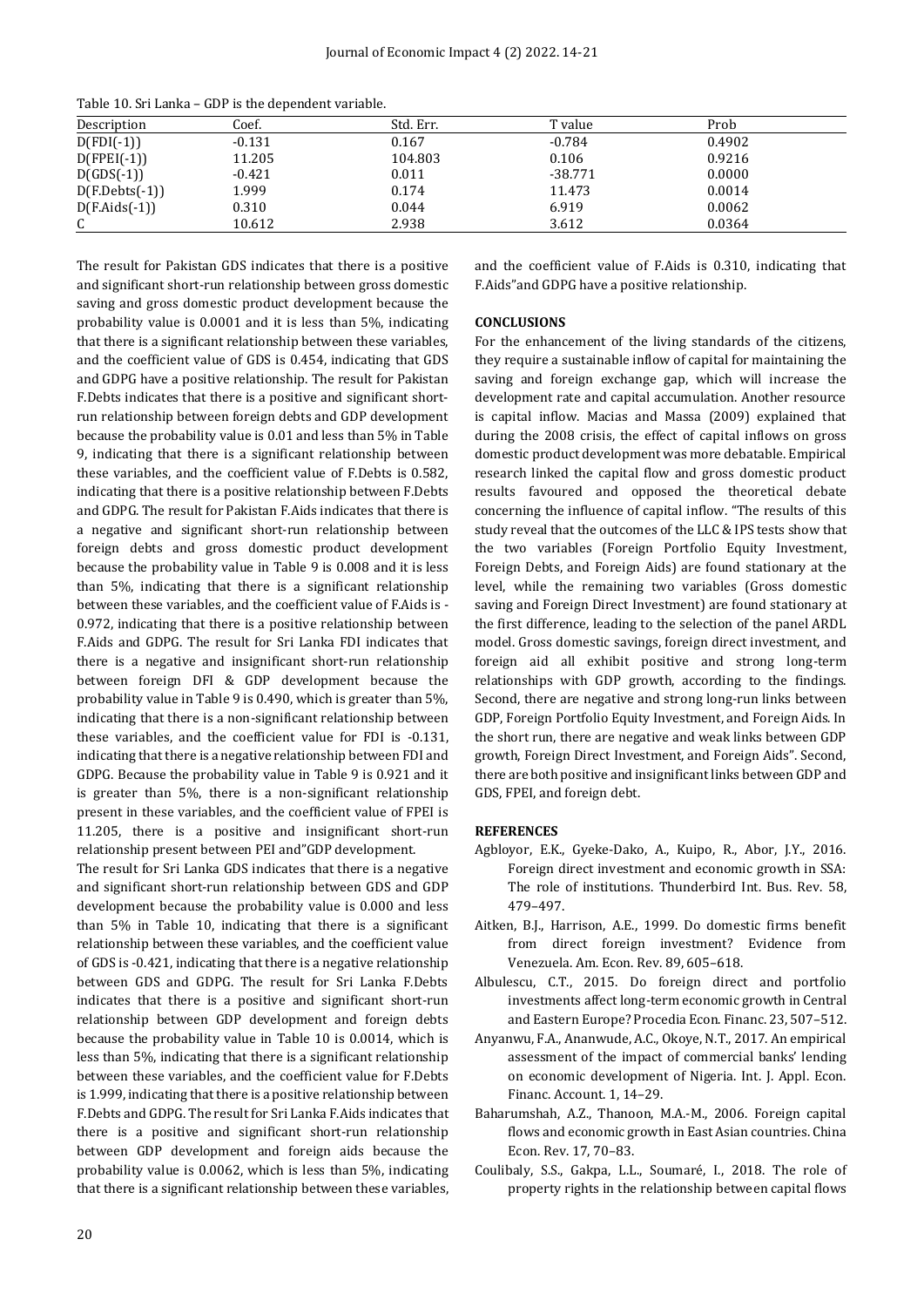Table 10. Sri Lanka – GDP is the dependent variable.

| Description | Coef. | Std. Err. | T value | Prob |
|---|---|---|---|---|
| D(FDI(-1)) | -0.131 | 0.167 | -0.784 | 0.4902 |
| D(FPEI(-1)) | 11.205 | 104.803 | 0.106 | 0.9216 |
| D(GDS(-1)) | -0.421 | 0.011 | -38.771 | 0.0000 |
| D(F.Debts(-1)) | 1.999 | 0.174 | 11.473 | 0.0014 |
| D(F.Aids(-1)) | 0.310 | 0.044 | 6.919 | 0.0062 |
| C | 10.612 | 2.938 | 3.612 | 0.0364 |

The result for Pakistan GDS indicates that there is a positive and significant short-run relationship between gross domestic saving and gross domestic product development because the probability value is 0.0001 and it is less than 5%, indicating that there is a significant relationship between these variables, and the coefficient value of GDS is 0.454, indicating that GDS and GDPG have a positive relationship. The result for Pakistan F.Debts indicates that there is a positive and significant short-run relationship between foreign debts and GDP development because the probability value is 0.01 and less than 5% in Table 9, indicating that there is a significant relationship between these variables, and the coefficient value of F.Debts is 0.582, indicating that there is a positive relationship between F.Debts and GDPG. The result for Pakistan F.Aids indicates that there is a negative and significant short-run relationship between foreign debts and gross domestic product development because the probability value in Table 9 is 0.008 and it is less than 5%, indicating that there is a significant relationship between these variables, and the coefficient value of F.Aids is -0.972, indicating that there is a positive relationship between F.Aids and GDPG. The result for Sri Lanka FDI indicates that there is a negative and insignificant short-run relationship between foreign DFI & GDP development because the probability value in Table 9 is 0.490, which is greater than 5%, indicating that there is a non-significant relationship between these variables, and the coefficient value for FDI is -0.131, indicating that there is a negative relationship between FDI and GDPG. Because the probability value in Table 9 is 0.921 and it is greater than 5%, there is a non-significant relationship present in these variables, and the coefficient value of FPEI is 11.205, there is a positive and insignificant short-run relationship present between PEI and"GDP development.

The result for Sri Lanka GDS indicates that there is a negative and significant short-run relationship between GDS and GDP development because the probability value is 0.000 and less than 5% in Table 10, indicating that there is a significant relationship between these variables, and the coefficient value of GDS is -0.421, indicating that there is a negative relationship between GDS and GDPG. The result for Sri Lanka F.Debts indicates that there is a positive and significant short-run relationship between GDP development and foreign debts because the probability value in Table 10 is 0.0014, which is less than 5%, indicating that there is a significant relationship between these variables, and the coefficient value for F.Debts is 1.999, indicating that there is a positive relationship between F.Debts and GDPG. The result for Sri Lanka F.Aids indicates that there is a positive and significant short-run relationship between GDP development and foreign aids because the probability value is 0.0062, which is less than 5%, indicating that there is a significant relationship between these variables, and the coefficient value of F.Aids is 0.310, indicating that F.Aids"and GDPG have a positive relationship.

## CONCLUSIONS

For the enhancement of the living standards of the citizens, they require a sustainable inflow of capital for maintaining the saving and foreign exchange gap, which will increase the development rate and capital accumulation. Another resource is capital inflow. Macias and Massa (2009) explained that during the 2008 crisis, the effect of capital inflows on gross domestic product development was more debatable. Empirical research linked the capital flow and gross domestic product results favoured and opposed the theoretical debate concerning the influence of capital inflow. "The results of this study reveal that the outcomes of the LLC & IPS tests show that the two variables (Foreign Portfolio Equity Investment, Foreign Debts, and Foreign Aids) are found stationary at the level, while the remaining two variables (Gross domestic saving and Foreign Direct Investment) are found stationary at the first difference, leading to the selection of the panel ARDL model. Gross domestic savings, foreign direct investment, and foreign aid all exhibit positive and strong long-term relationships with GDP growth, according to the findings. Second, there are negative and strong long-run links between GDP, Foreign Portfolio Equity Investment, and Foreign Aids. In the short run, there are negative and weak links between GDP growth, Foreign Direct Investment, and Foreign Aids". Second, there are both positive and insignificant links between GDP and GDS, FPEI, and foreign debt.

## REFERENCES

Agbloyor, E.K., Gyeke-Dako, A., Kuipo, R., Abor, J.Y., 2016. Foreign direct investment and economic growth in SSA: The role of institutions. Thunderbird Int. Bus. Rev. 58, 479–497.

Aitken, B.J., Harrison, A.E., 1999. Do domestic firms benefit from direct foreign investment? Evidence from Venezuela. Am. Econ. Rev. 89, 605–618.

Albulescu, C.T., 2015. Do foreign direct and portfolio investments affect long-term economic growth in Central and Eastern Europe? Procedia Econ. Financ. 23, 507–512.

Anyanwu, F.A., Ananwude, A.C., Okoye, N.T., 2017. An empirical assessment of the impact of commercial banks' lending on economic development of Nigeria. Int. J. Appl. Econ. Financ. Account. 1, 14–29.

Baharumshah, A.Z., Thanoon, M.A.-M., 2006. Foreign capital flows and economic growth in East Asian countries. China Econ. Rev. 17, 70–83.

Coulibaly, S.S., Gakpa, L.L., Soumaré, I., 2018. The role of property rights in the relationship between capital flows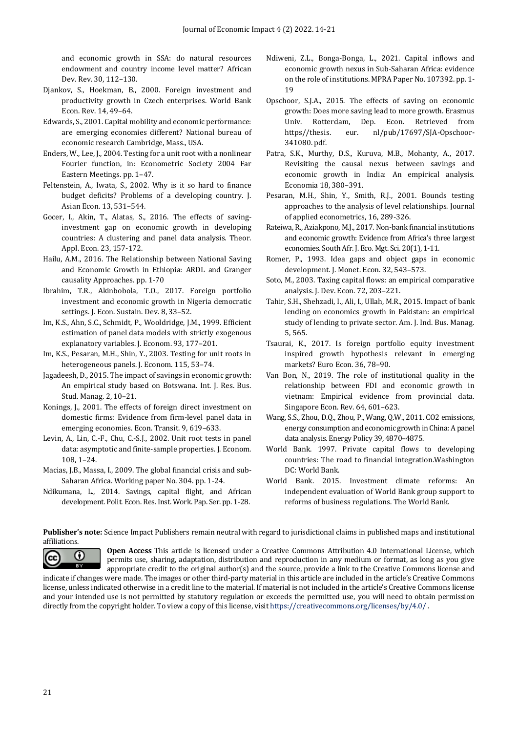and economic growth in SSA: do natural resources endowment and country income level matter? African Dev. Rev. 30, 112–130.

Djankov, S., Hoekman, B., 2000. Foreign investment and productivity growth in Czech enterprises. World Bank Econ. Rev. 14, 49–64.

Edwards, S., 2001. Capital mobility and economic performance: are emerging economies different? National bureau of economic research Cambridge, Mass., USA.

Enders, W., Lee, J., 2004. Testing for a unit root with a nonlinear Fourier function, in: Econometric Society 2004 Far Eastern Meetings. pp. 1–47.

Feltenstein, A., Iwata, S., 2002. Why is it so hard to finance budget deficits? Problems of a developing country. J. Asian Econ. 13, 531–544.

Gocer, I., Akin, T., Alatas, S., 2016. The effects of saving-investment gap on economic growth in developing countries: A clustering and panel data analysis. Theor. Appl. Econ. 23, 157-172.

Hailu, A.M., 2016. The Relationship between National Saving and Economic Growth in Ethiopia: ARDL and Granger causality Approaches. pp. 1-70

Ibrahim, T.R., Akinbobola, T.O., 2017. Foreign portfolio investment and economic growth in Nigeria democratic settings. J. Econ. Sustain. Dev. 8, 33–52.

Im, K.S., Ahn, S.C., Schmidt, P., Wooldridge, J.M., 1999. Efficient estimation of panel data models with strictly exogenous explanatory variables. J. Econom. 93, 177–201.

Im, K.S., Pesaran, M.H., Shin, Y., 2003. Testing for unit roots in heterogeneous panels. J. Econom. 115, 53–74.

Jagadeesh, D., 2015. The impact of savings in economic growth: An empirical study based on Botswana. Int. J. Res. Bus. Stud. Manag. 2, 10–21.

Konings, J., 2001. The effects of foreign direct investment on domestic firms: Evidence from firm-level panel data in emerging economies. Econ. Transit. 9, 619–633.

Levin, A., Lin, C.-F., Chu, C.-S.J., 2002. Unit root tests in panel data: asymptotic and finite-sample properties. J. Econom. 108, 1–24.

Macias, J.B., Massa, I., 2009. The global financial crisis and sub-Saharan Africa. Working paper No. 304. pp. 1-24.

Ndikumana, L., 2014. Savings, capital flight, and African development. Polit. Econ. Res. Inst. Work. Pap. Ser. pp. 1-28.

Ndiweni, Z.L., Bonga-Bonga, L., 2021. Capital inflows and economic growth nexus in Sub-Saharan Africa: evidence on the role of institutions. MPRA Paper No. 107392. pp. 1-19

Opschoor, S.J.A., 2015. The effects of saving on economic growth: Does more saving lead to more growth. Erasmus Univ. Rotterdam, Dep. Econ. Retrieved from https//thesis. eur. nl/pub/17697/SJA-Opschoor-341080. pdf.

Patra, S.K., Murthy, D.S., Kuruva, M.B., Mohanty, A., 2017. Revisiting the causal nexus between savings and economic growth in India: An empirical analysis. Economia 18, 380–391.

Pesaran, M.H., Shin, Y., Smith, R.J., 2001. Bounds testing approaches to the analysis of level relationships. Journal of applied econometrics, 16, 289-326.

Rateiwa, R., Aziakpono, M.J., 2017. Non-bank financial institutions and economic growth: Evidence from Africa's three largest economies. South Afr. J. Eco. Mgt. Sci. 20(1), 1-11.

Romer, P., 1993. Idea gaps and object gaps in economic development. J. Monet. Econ. 32, 543–573.

Soto, M., 2003. Taxing capital flows: an empirical comparative analysis. J. Dev. Econ. 72, 203–221.

Tahir, S.H., Shehzadi, I., Ali, I., Ullah, M.R., 2015. Impact of bank lending on economics growth in Pakistan: an empirical study of lending to private sector. Am. J. Ind. Bus. Manag. 5, 565.

Tsaurai, K., 2017. Is foreign portfolio equity investment inspired growth hypothesis relevant in emerging markets? Euro Econ. 36, 78–90.

Van Bon, N., 2019. The role of institutional quality in the relationship between FDI and economic growth in vietnam: Empirical evidence from provincial data. Singapore Econ. Rev. 64, 601–623.

Wang, S.S., Zhou, D.Q., Zhou, P., Wang, Q.W., 2011. CO2 emissions, energy consumption and economic growth in China: A panel data analysis. Energy Policy 39, 4870–4875.

World Bank. 1997. Private capital flows to developing countries: The road to financial integration.Washington DC: World Bank.

World Bank. 2015. Investment climate reforms: An independent evaluation of World Bank group support to reforms of business regulations. The World Bank.

**Publisher's note:** Science Impact Publishers remain neutral with regard to jurisdictional claims in published maps and institutional affiliations.

**Open Access** This article is licensed under a Creative Commons Attribution 4.0 International License, which permits use, sharing, adaptation, distribution and reproduction in any medium or format, as long as you give appropriate credit to the original author(s) and the source, provide a link to the Creative Commons license and indicate if changes were made. The images or other third-party material in this article are included in the article's Creative Commons license, unless indicated otherwise in a credit line to the material. If material is not included in the article's Creative Commons license and your intended use is not permitted by statutory regulation or exceeds the permitted use, you will need to obtain permission directly from the copyright holder. To view a copy of this license, visit https://creativecommons.org/licenses/by/4.0/ .